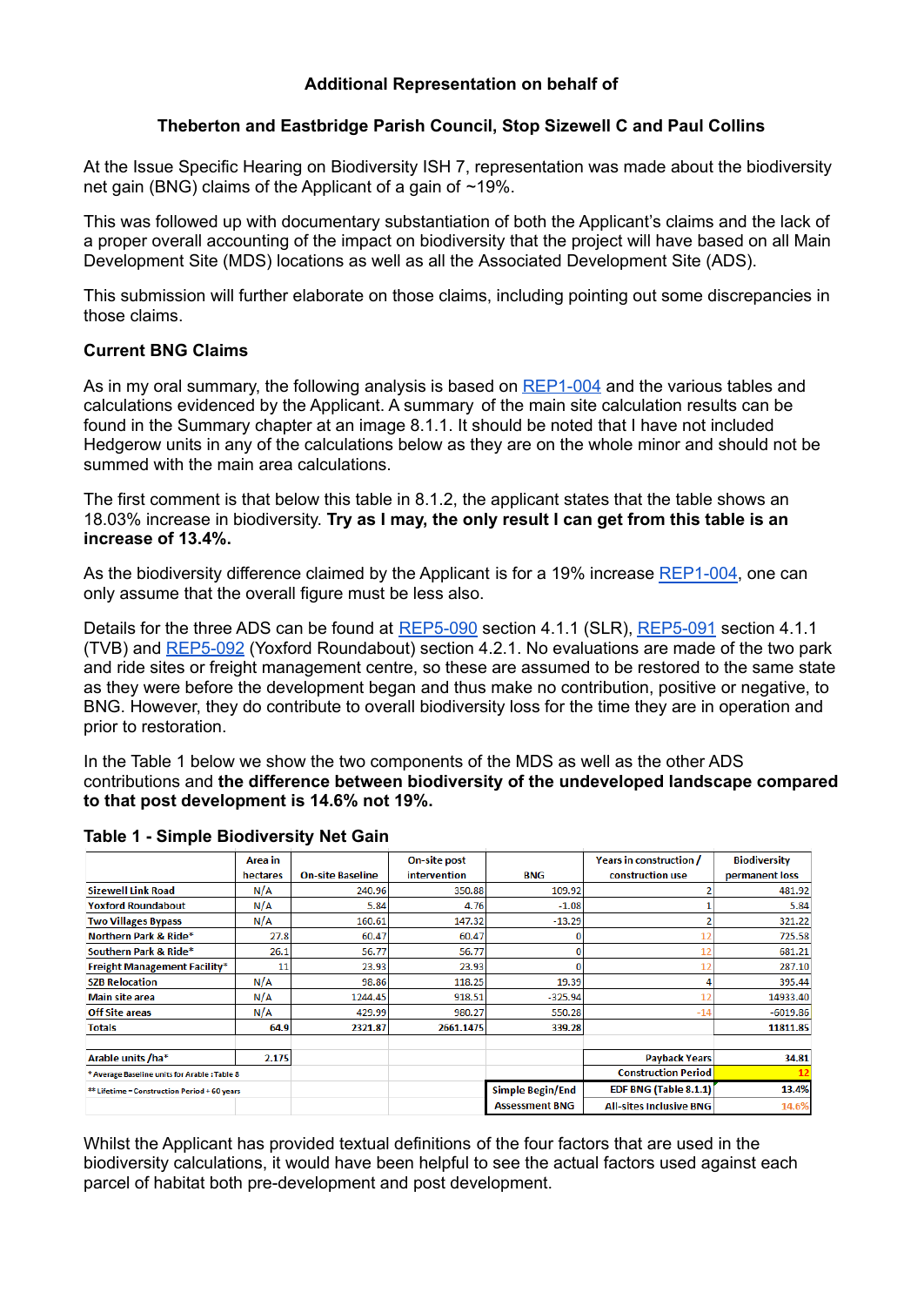**Additional Representation on behalf of**

**Theberton and Eastbridge Parish Council, Stop Sizewell C and Paul Collins**

At the Issue Specific Hearing on Biodiversity ISH 7, representation was made about the biodiversity net gain (BNG) claims of the Applicant of a gain of ~19%.

This was followed up with documentary substantiation of both the Applicant's claims and the lack of a proper overall accounting of the impact on biodiversity that the project will have based on all Main Development Site (MDS) locations as well as all the Associated Development Site (ADS).

This submission will further elaborate on those claims, including pointing out some discrepancies in those claims.

**Current BNG Claims**

As in my oral summary, the following analysis is based on REP1-004 and the various tables and calculations evidenced by the Applicant. A summary of the main site calculation results can be found in the Summary chapter at an image 8.1.1. It should be noted that I have not included Hedgerow units in any of the calculations below as they are on the whole minor and should not be summed with the main area calculations.

The first comment is that below this table in 8.1.2, the applicant states that the table shows an 18.03% increase in biodiversity. **Try as I may, the only result I can get from this table is an increase of 13.4%.**

As the biodiversity difference claimed by the Applicant is for a 19% increase REP1-004, one can only assume that the overall figure must be less also.

Details for the three ADS can be found at REP5-090 section 4.1.1 (SLR), REP5-091 section 4.1.1 (TVB) and REP5-092 (Yoxford Roundabout) section 4.2.1. No evaluations are made of the two park and ride sites or freight management centre, so these are assumed to be restored to the same state as they were before the development began and thus make no contribution, positive or negative, to BNG. However, they do contribute to overall biodiversity loss for the time they are in operation and prior to restoration.

In the Table 1 below we show the two components of the MDS as well as the other ADS contributions and **the difference between biodiversity of the undeveloped landscape compared to that post development is 14.6% not 19%.**

**Table 1 - Simple Biodiversity Net Gain**

| | Area in hectares | On-site Baseline | On-site post intervention | BNG | Years in construction / construction use | Biodiversity permanent loss |
|---|---|---|---|---|---|---|
| Sizewell Link Road | N/A | 240.96 | 350.88 | 109.92 | 2 | 481.92 |
| Yoxford Roundabout | N/A | 5.84 | 4.76 | -1.08 | 1 | 5.84 |
| Two Villages Bypass | N/A | 160.61 | 147.32 | -13.29 | 2 | 321.22 |
| Northern Park & Ride* | 27.8 | 60.47 | 60.47 | 0 | 12 | 725.58 |
| Southern Park & Ride* | 26.1 | 56.77 | 56.77 | 0 | 12 | 681.21 |
| Freight Management Facility* | 11 | 23.93 | 23.93 | 0 | 12 | 287.10 |
| SZB Relocation | N/A | 98.86 | 118.25 | 19.39 | 4 | 395.44 |
| Main site area | N/A | 1244.45 | 918.51 | -325.94 | 12 | 14933.40 |
| Off Site areas | N/A | 429.99 | 980.27 | 550.28 | -14 | -6019.86 |
| Totals | 64.9 | 2321.87 | 2661.1475 | 339.28 | | 11811.85 |
| | | | | | | |
| Arable units /ha* | 2.175 | | | | Payback Years | 34.81 |
| * Average Baseline units for Arable : Table 8 | | | | | Construction Period | 12 |
| ** Lifetime = Construction Period + 60 years | | | | Simple Begin/End Assessment BNG | EDF BNG (Table 8.1.1) | 13.4% |
| | | | | | All-sites Inclusive BNG | 14.6% |

Whilst the Applicant has provided textual definitions of the four factors that are used in the biodiversity calculations, it would have been helpful to see the actual factors used against each parcel of habitat both pre-development and post development.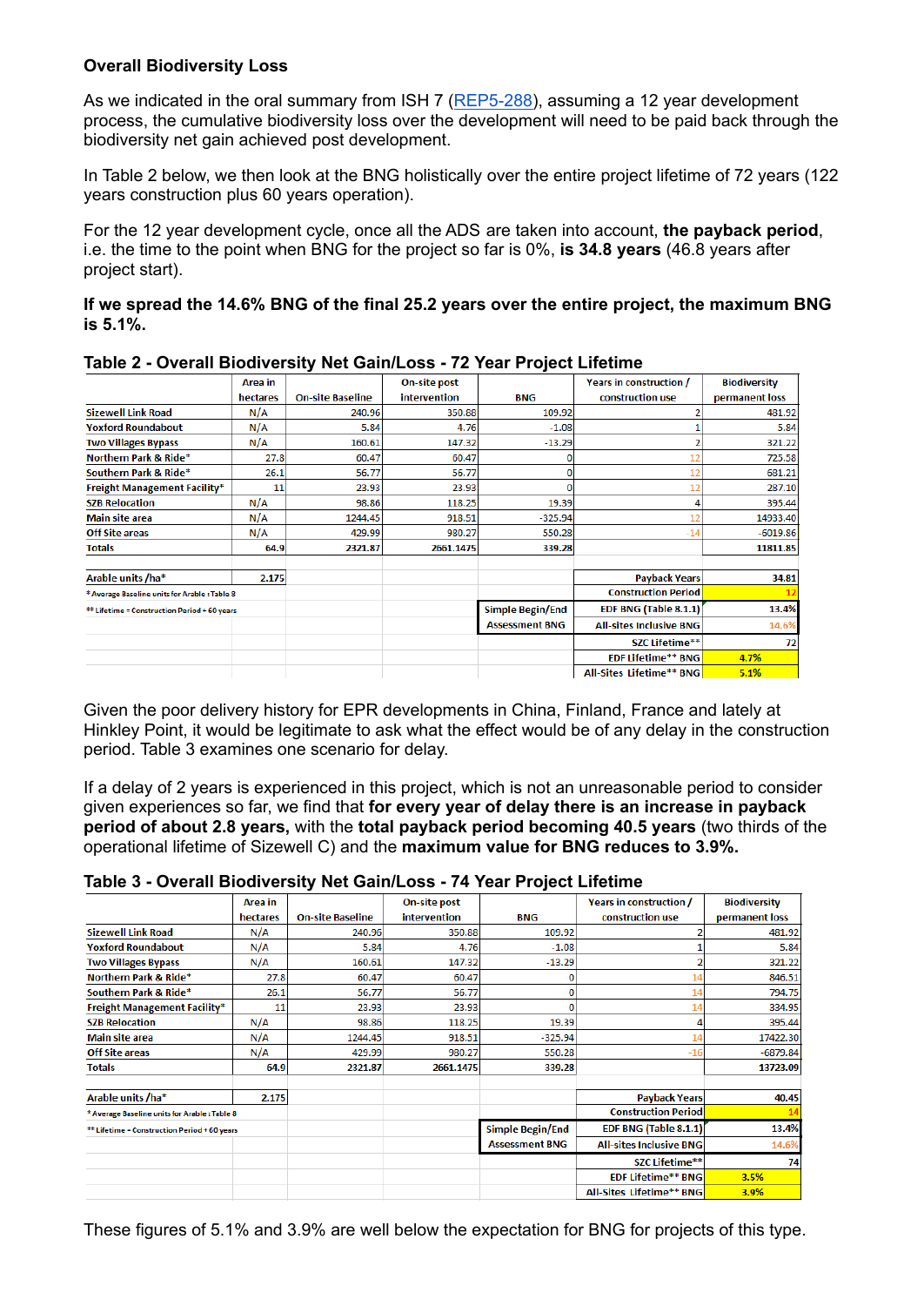### Overall Biodiversity Loss

As we indicated in the oral summary from ISH 7 (REP5-288), assuming a 12 year development process, the cumulative biodiversity loss over the development will need to be paid back through the biodiversity net gain achieved post development.

In Table 2 below, we then look at the BNG holistically over the entire project lifetime of 72 years (122 years construction plus 60 years operation).

For the 12 year development cycle, once all the ADS are taken into account, **the payback period**, i.e. the time to the point when BNG for the project so far is 0%, **is 34.8 years** (46.8 years after project start).

**If we spread the 14.6% BNG of the final 25.2 years over the entire project, the maximum BNG is 5.1%.**

**Table 2 - Overall Biodiversity Net Gain/Loss - 72 Year Project Lifetime**

| | Area in hectares | On-site Baseline | On-site post intervention | BNG | Years in construction / construction use | Biodiversity permanent loss |
|---|---|---|---|---|---|---|
| Sizewell Link Road | N/A | 240.96 | 350.88 | 109.92 | 2 | 481.92 |
| Yoxford Roundabout | N/A | 5.84 | 4.76 | -1.08 | 1 | 5.84 |
| Two Villages Bypass | N/A | 160.61 | 147.32 | -13.29 | 2 | 321.22 |
| Northern Park & Ride* | 27.8 | 60.47 | 60.47 | 0 | 12 | 725.58 |
| Southern Park & Ride* | 26.1 | 56.77 | 56.77 | 0 | 12 | 681.21 |
| Freight Management Facility* | 11 | 23.93 | 23.93 | 0 | 12 | 287.10 |
| SZB Relocation | N/A | 98.86 | 118.25 | 19.39 | 4 | 395.44 |
| Main site area | N/A | 1244.45 | 918.51 | -325.94 | 12 | 14933.40 |
| Off Site areas | N/A | 429.99 | 980.27 | 550.28 | -14 | -6019.86 |
| Totals | 64.9 | 2321.87 | 2661.1475 | 339.28 | | 11811.85 |
| | | | | | | |
| Arable units /ha* | 2.175 | | | | Payback Years | 34.81 |
| * Average Baseline units for Arable : Table 8 | | | | | Construction Period | 12 |
| ** Lifetime = Construction Period + 60 years | | | | Simple Begin/End Assessment BNG | EDF BNG (Table 8.1.1) | 13.4% |
| | | | | | All-sites Inclusive BNG | 14.6% |
| | | | | | SZC Lifetime** | 72 |
| | | | | | EDF Lifetime** BNG | 4.7% |
| | | | | | All-Sites Lifetime** BNG | 5.1% |

Given the poor delivery history for EPR developments in China, Finland, France and lately at Hinkley Point, it would be legitimate to ask what the effect would be of any delay in the construction period. Table 3 examines one scenario for delay.

If a delay of 2 years is experienced in this project, which is not an unreasonable period to consider given experiences so far, we find that **for every year of delay there is an increase in payback period of about 2.8 years,** with the **total payback period becoming 40.5 years** (two thirds of the operational lifetime of Sizewell C) and the **maximum value for BNG reduces to 3.9%.**

**Table 3 - Overall Biodiversity Net Gain/Loss - 74 Year Project Lifetime**

| | Area in hectares | On-site Baseline | On-site post intervention | BNG | Years in construction / construction use | Biodiversity permanent loss |
|---|---|---|---|---|---|---|
| Sizewell Link Road | N/A | 240.96 | 350.88 | 109.92 | 2 | 481.92 |
| Yoxford Roundabout | N/A | 5.84 | 4.76 | -1.08 | 1 | 5.84 |
| Two Villages Bypass | N/A | 160.61 | 147.32 | -13.29 | 2 | 321.22 |
| Northern Park & Ride* | 27.8 | 60.47 | 60.47 | 0 | 14 | 846.51 |
| Southern Park & Ride* | 26.1 | 56.77 | 56.77 | 0 | 14 | 794.75 |
| Freight Management Facility* | 11 | 23.93 | 23.93 | 0 | 14 | 334.95 |
| SZB Relocation | N/A | 98.86 | 118.25 | 19.39 | 4 | 395.44 |
| Main site area | N/A | 1244.45 | 918.51 | -325.94 | 14 | 17422.30 |
| Off Site areas | N/A | 429.99 | 980.27 | 550.28 | -16 | -6879.84 |
| Totals | 64.9 | 2321.87 | 2661.1475 | 339.28 | | 13723.09 |
| | | | | | | |
| Arable units /ha* | 2.175 | | | | Payback Years | 40.45 |
| * Average Baseline units for Arable : Table 8 | | | | | Construction Period | 14 |
| ** Lifetime = Construction Period + 60 years | | | | Simple Begin/End Assessment BNG | EDF BNG (Table 8.1.1) | 13.4% |
| | | | | | All-sites Inclusive BNG | 14.6% |
| | | | | | SZC Lifetime** | 74 |
| | | | | | EDF Lifetime** BNG | 3.5% |
| | | | | | All-Sites Lifetime** BNG | 3.9% |

These figures of 5.1% and 3.9% are well below the expectation for BNG for projects of this type.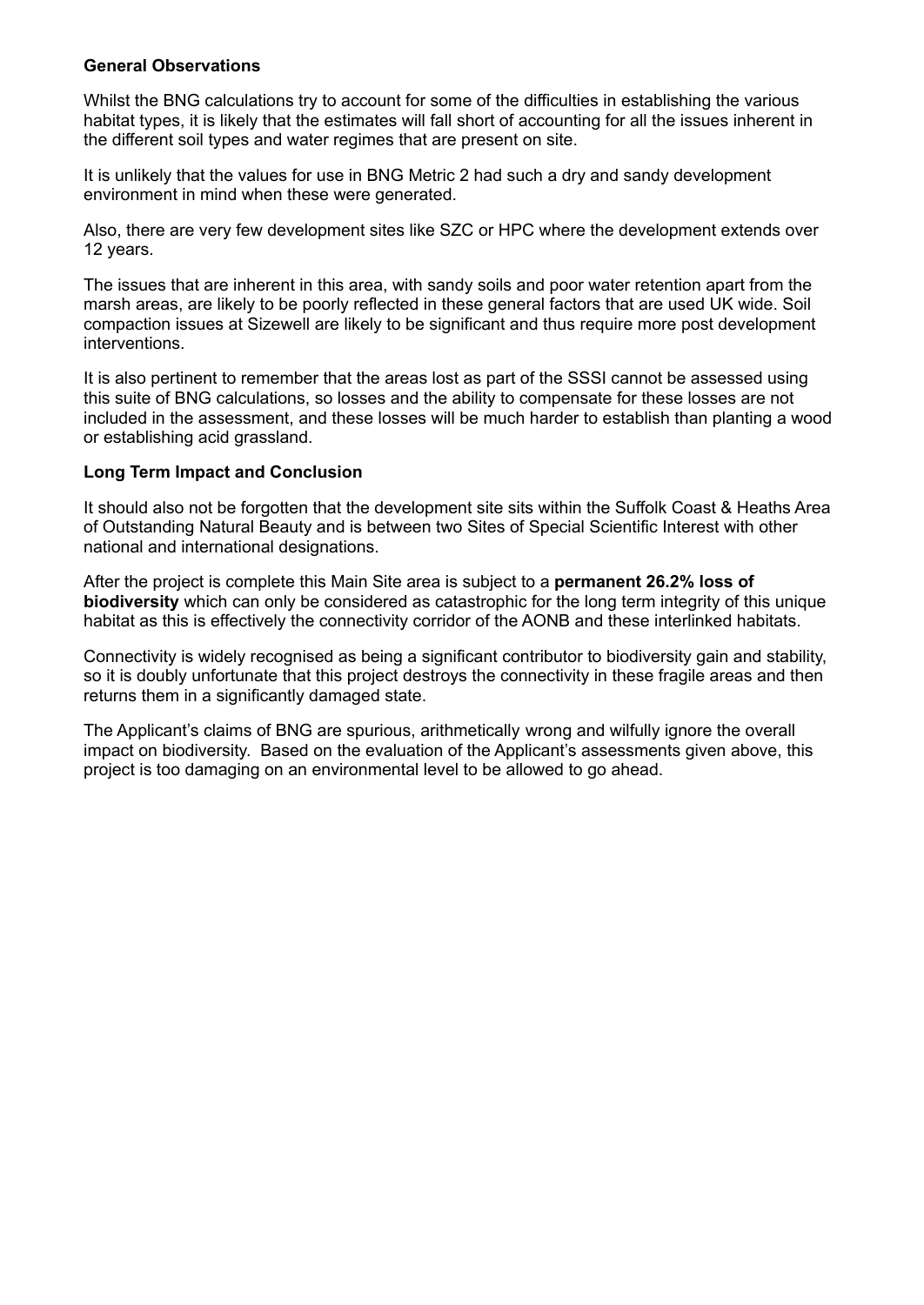### General Observations

Whilst the BNG calculations try to account for some of the difficulties in establishing the various habitat types, it is likely that the estimates will fall short of accounting for all the issues inherent in the different soil types and water regimes that are present on site.

It is unlikely that the values for use in BNG Metric 2 had such a dry and sandy development environment in mind when these were generated.

Also, there are very few development sites like SZC or HPC where the development extends over 12 years.

The issues that are inherent in this area, with sandy soils and poor water retention apart from the marsh areas, are likely to be poorly reflected in these general factors that are used UK wide. Soil compaction issues at Sizewell are likely to be significant and thus require more post development interventions.

It is also pertinent to remember that the areas lost as part of the SSSI cannot be assessed using this suite of BNG calculations, so losses and the ability to compensate for these losses are not included in the assessment, and these losses will be much harder to establish than planting a wood or establishing acid grassland.

### Long Term Impact and Conclusion

It should also not be forgotten that the development site sits within the Suffolk Coast & Heaths Area of Outstanding Natural Beauty and is between two Sites of Special Scientific Interest with other national and international designations.

After the project is complete this Main Site area is subject to a **permanent 26.2% loss of biodiversity** which can only be considered as catastrophic for the long term integrity of this unique habitat as this is effectively the connectivity corridor of the AONB and these interlinked habitats.

Connectivity is widely recognised as being a significant contributor to biodiversity gain and stability, so it is doubly unfortunate that this project destroys the connectivity in these fragile areas and then returns them in a significantly damaged state.

The Applicant's claims of BNG are spurious, arithmetically wrong and wilfully ignore the overall impact on biodiversity. Based on the evaluation of the Applicant's assessments given above, this project is too damaging on an environmental level to be allowed to go ahead.